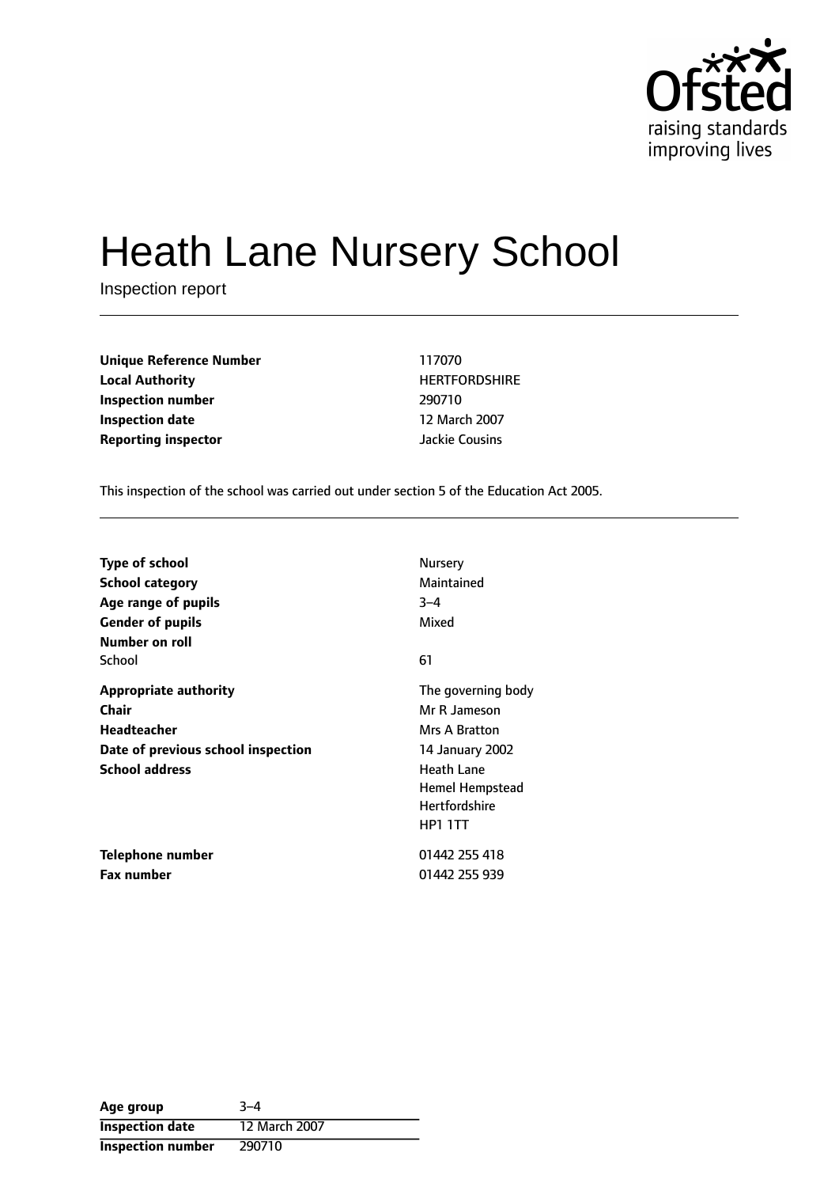# Heath Lane Nursery School

Inspection report

| | |
|---|---|
| **Unique Reference Number** | 117070 |
| **Local Authority** | HERTFORDSHIRE |
| **Inspection number** | 290710 |
| **Inspection date** | 12 March 2007 |
| **Reporting inspector** | Jackie Cousins |

This inspection of the school was carried out under section 5 of the Education Act 2005.

| | |
|---|---|
| **Type of school** | Nursery |
| **School category** | Maintained |
| **Age range of pupils** | 3–4 |
| **Gender of pupils** | Mixed |
| **Number on roll** | |
| School | 61 |
| **Appropriate authority** | The governing body |
| **Chair** | Mr R Jameson |
| **Headteacher** | Mrs A Bratton |
| **Date of previous school inspection** | 14 January 2002 |
| **School address** | Heath Lane<br>Hemel Hempstead<br>Hertfordshire<br>HP1 1TT |
| **Telephone number** | 01442 255 418 |
| **Fax number** | 01442 255 939 |

| | |
|---|---|
| **Age group** | 3–4 |
| **Inspection date** | 12 March 2007 |
| **Inspection number** | 290710 |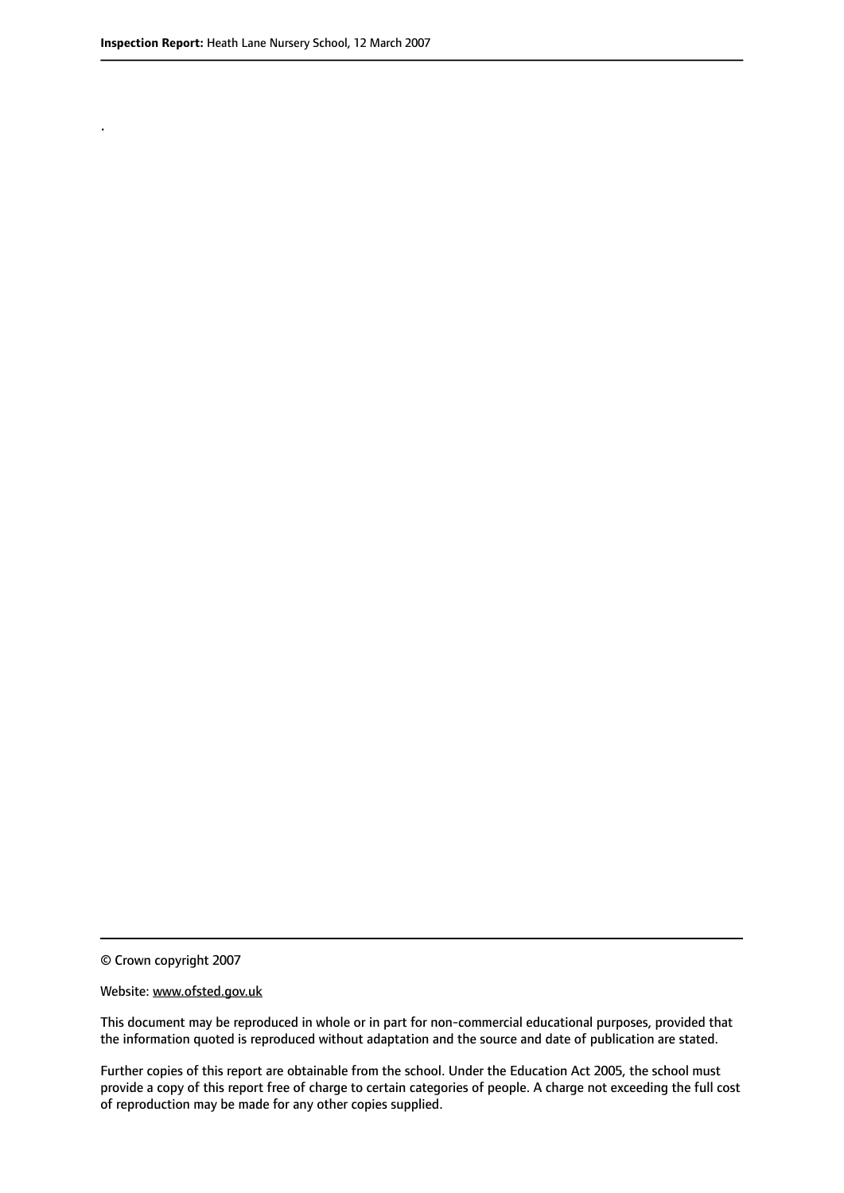.

© Crown copyright 2007

Website: www.ofsted.gov.uk

This document may be reproduced in whole or in part for non-commercial educational purposes, provided that the information quoted is reproduced without adaptation and the source and date of publication are stated.

Further copies of this report are obtainable from the school. Under the Education Act 2005, the school must provide a copy of this report free of charge to certain categories of people. A charge not exceeding the full cost of reproduction may be made for any other copies supplied.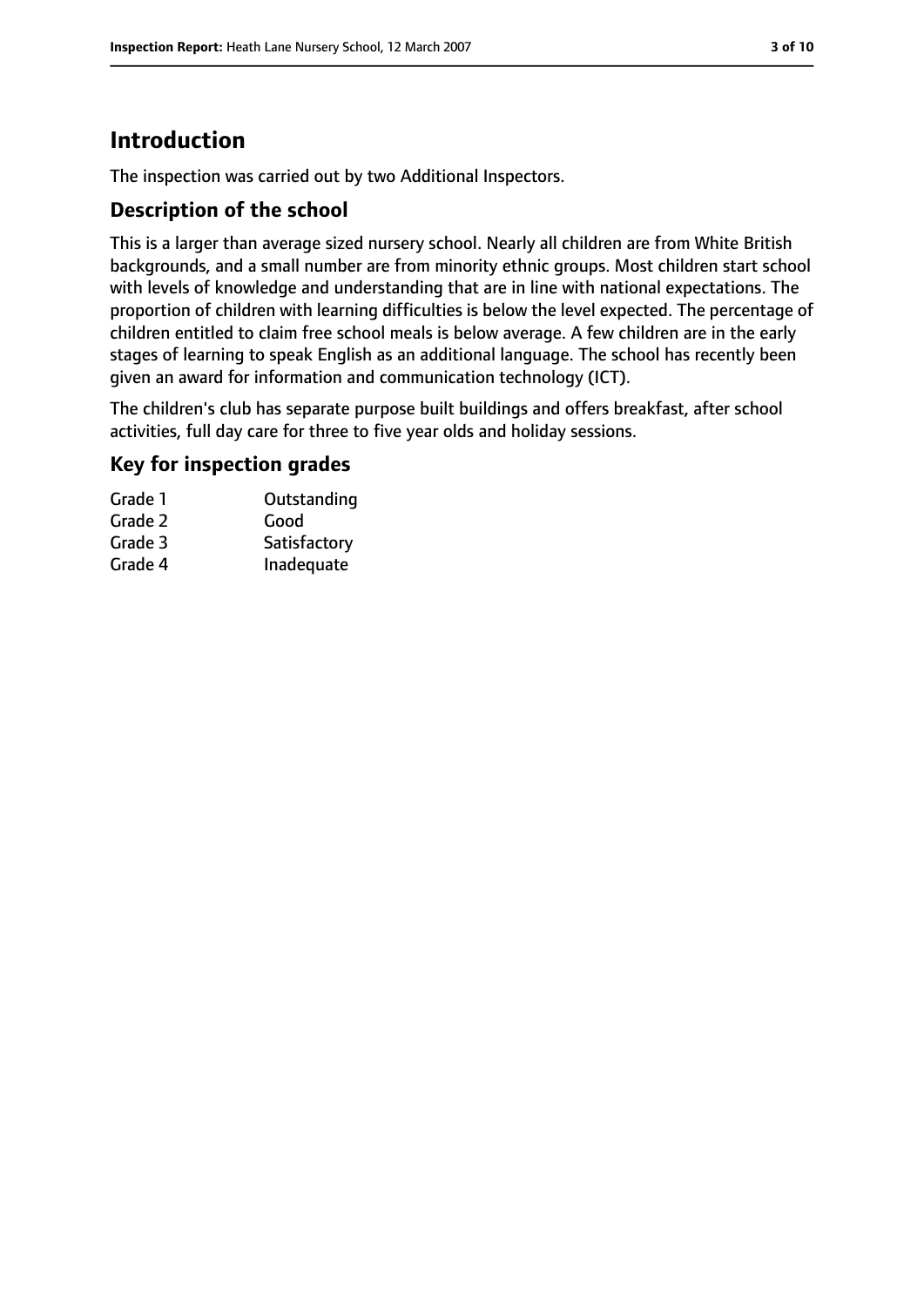# Introduction

The inspection was carried out by two Additional Inspectors.

## Description of the school

This is a larger than average sized nursery school. Nearly all children are from White British backgrounds, and a small number are from minority ethnic groups. Most children start school with levels of knowledge and understanding that are in line with national expectations. The proportion of children with learning difficulties is below the level expected. The percentage of children entitled to claim free school meals is below average. A few children are in the early stages of learning to speak English as an additional language. The school has recently been given an award for information and communication technology (ICT).

The children's club has separate purpose built buildings and offers breakfast, after school activities, full day care for three to five year olds and holiday sessions.

## Key for inspection grades

| | |
|---|---|
| Grade 1 | Outstanding |
| Grade 2 | Good |
| Grade 3 | Satisfactory |
| Grade 4 | Inadequate |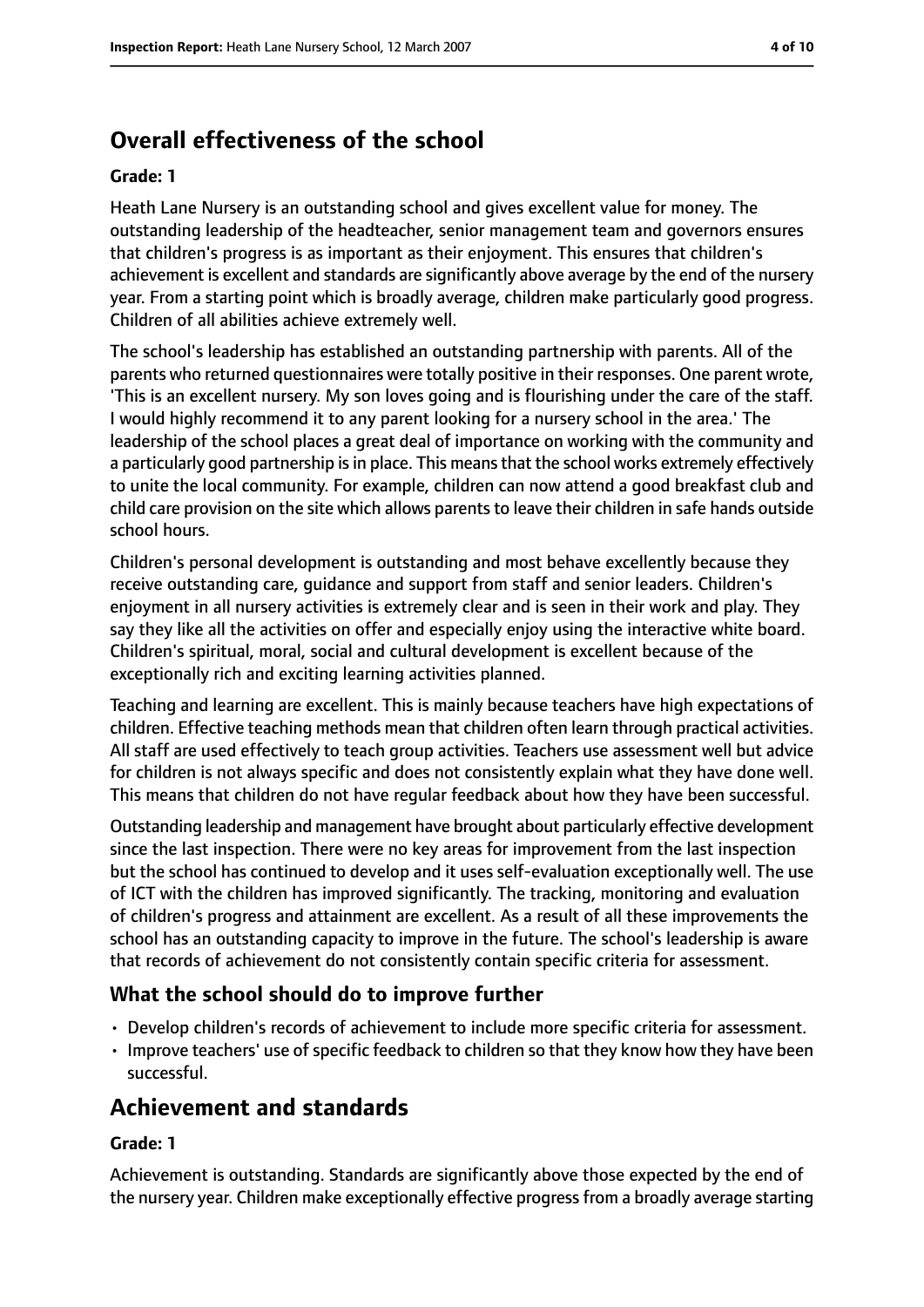## Overall effectiveness of the school

**Grade: 1**

Heath Lane Nursery is an outstanding school and gives excellent value for money. The outstanding leadership of the headteacher, senior management team and governors ensures that children's progress is as important as their enjoyment. This ensures that children's achievement is excellent and standards are significantly above average by the end of the nursery year. From a starting point which is broadly average, children make particularly good progress. Children of all abilities achieve extremely well.

The school's leadership has established an outstanding partnership with parents. All of the parents who returned questionnaires were totally positive in their responses. One parent wrote, 'This is an excellent nursery. My son loves going and is flourishing under the care of the staff. I would highly recommend it to any parent looking for a nursery school in the area.' The leadership of the school places a great deal of importance on working with the community and a particularly good partnership is in place. This means that the school works extremely effectively to unite the local community. For example, children can now attend a good breakfast club and child care provision on the site which allows parents to leave their children in safe hands outside school hours.

Children's personal development is outstanding and most behave excellently because they receive outstanding care, guidance and support from staff and senior leaders. Children's enjoyment in all nursery activities is extremely clear and is seen in their work and play. They say they like all the activities on offer and especially enjoy using the interactive white board. Children's spiritual, moral, social and cultural development is excellent because of the exceptionally rich and exciting learning activities planned.

Teaching and learning are excellent. This is mainly because teachers have high expectations of children. Effective teaching methods mean that children often learn through practical activities. All staff are used effectively to teach group activities. Teachers use assessment well but advice for children is not always specific and does not consistently explain what they have done well. This means that children do not have regular feedback about how they have been successful.

Outstanding leadership and management have brought about particularly effective development since the last inspection. There were no key areas for improvement from the last inspection but the school has continued to develop and it uses self-evaluation exceptionally well. The use of ICT with the children has improved significantly. The tracking, monitoring and evaluation of children's progress and attainment are excellent. As a result of all these improvements the school has an outstanding capacity to improve in the future. The school's leadership is aware that records of achievement do not consistently contain specific criteria for assessment.

### What the school should do to improve further

- Develop children's records of achievement to include more specific criteria for assessment.
- Improve teachers' use of specific feedback to children so that they know how they have been successful.

## Achievement and standards

**Grade: 1**

Achievement is outstanding. Standards are significantly above those expected by the end of the nursery year. Children make exceptionally effective progress from a broadly average starting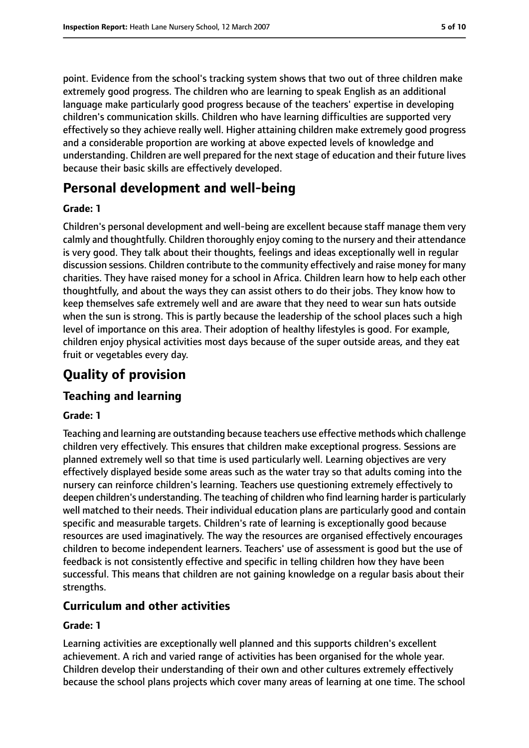point. Evidence from the school's tracking system shows that two out of three children make extremely good progress. The children who are learning to speak English as an additional language make particularly good progress because of the teachers' expertise in developing children's communication skills. Children who have learning difficulties are supported very effectively so they achieve really well. Higher attaining children make extremely good progress and a considerable proportion are working at above expected levels of knowledge and understanding. Children are well prepared for the next stage of education and their future lives because their basic skills are effectively developed.

## Personal development and well-being

**Grade: 1**

Children's personal development and well-being are excellent because staff manage them very calmly and thoughtfully. Children thoroughly enjoy coming to the nursery and their attendance is very good. They talk about their thoughts, feelings and ideas exceptionally well in regular discussion sessions. Children contribute to the community effectively and raise money for many charities. They have raised money for a school in Africa. Children learn how to help each other thoughtfully, and about the ways they can assist others to do their jobs. They know how to keep themselves safe extremely well and are aware that they need to wear sun hats outside when the sun is strong. This is partly because the leadership of the school places such a high level of importance on this area. Their adoption of healthy lifestyles is good. For example, children enjoy physical activities most days because of the super outside areas, and they eat fruit or vegetables every day.

# Quality of provision

## Teaching and learning

**Grade: 1**

Teaching and learning are outstanding because teachers use effective methods which challenge children very effectively. This ensures that children make exceptional progress. Sessions are planned extremely well so that time is used particularly well. Learning objectives are very effectively displayed beside some areas such as the water tray so that adults coming into the nursery can reinforce children's learning. Teachers use questioning extremely effectively to deepen children's understanding. The teaching of children who find learning harder is particularly well matched to their needs. Their individual education plans are particularly good and contain specific and measurable targets. Children's rate of learning is exceptionally good because resources are used imaginatively. The way the resources are organised effectively encourages children to become independent learners. Teachers' use of assessment is good but the use of feedback is not consistently effective and specific in telling children how they have been successful. This means that children are not gaining knowledge on a regular basis about their strengths.

## Curriculum and other activities

**Grade: 1**

Learning activities are exceptionally well planned and this supports children's excellent achievement. A rich and varied range of activities has been organised for the whole year. Children develop their understanding of their own and other cultures extremely effectively because the school plans projects which cover many areas of learning at one time. The school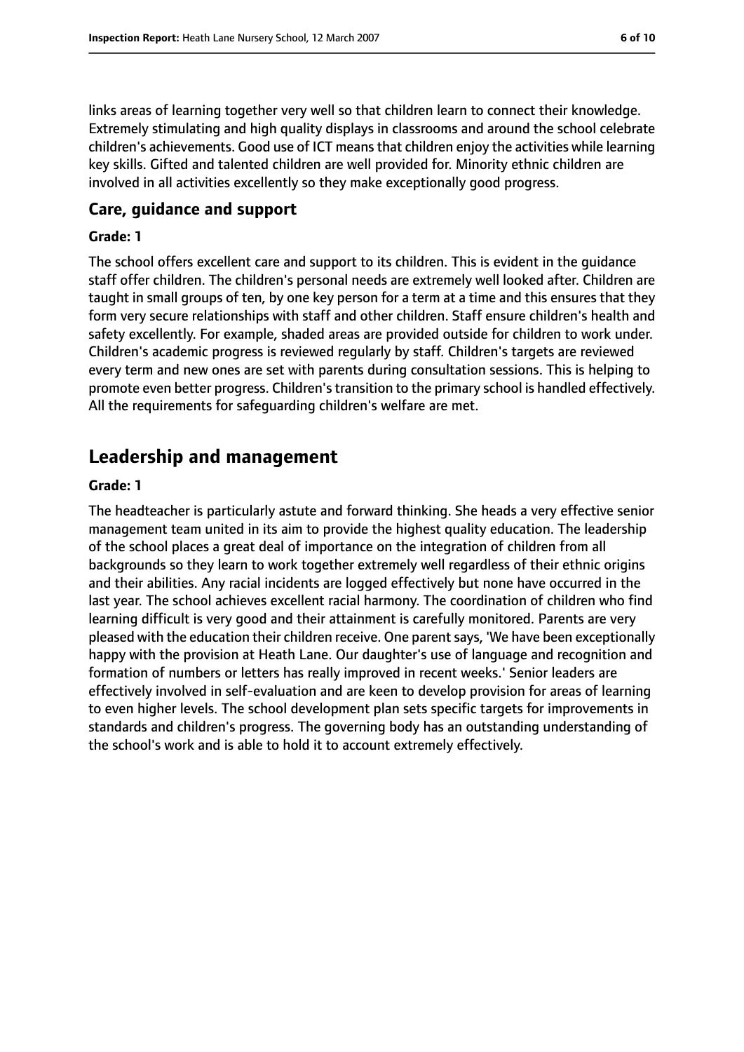links areas of learning together very well so that children learn to connect their knowledge. Extremely stimulating and high quality displays in classrooms and around the school celebrate children's achievements. Good use of ICT means that children enjoy the activities while learning key skills. Gifted and talented children are well provided for. Minority ethnic children are involved in all activities excellently so they make exceptionally good progress.

### Care, guidance and support

#### Grade: 1

The school offers excellent care and support to its children. This is evident in the guidance staff offer children. The children's personal needs are extremely well looked after. Children are taught in small groups of ten, by one key person for a term at a time and this ensures that they form very secure relationships with staff and other children. Staff ensure children's health and safety excellently. For example, shaded areas are provided outside for children to work under. Children's academic progress is reviewed regularly by staff. Children's targets are reviewed every term and new ones are set with parents during consultation sessions. This is helping to promote even better progress. Children's transition to the primary school is handled effectively. All the requirements for safeguarding children's welfare are met.

## Leadership and management

#### Grade: 1

The headteacher is particularly astute and forward thinking. She heads a very effective senior management team united in its aim to provide the highest quality education. The leadership of the school places a great deal of importance on the integration of children from all backgrounds so they learn to work together extremely well regardless of their ethnic origins and their abilities. Any racial incidents are logged effectively but none have occurred in the last year. The school achieves excellent racial harmony. The coordination of children who find learning difficult is very good and their attainment is carefully monitored. Parents are very pleased with the education their children receive. One parent says, 'We have been exceptionally happy with the provision at Heath Lane. Our daughter's use of language and recognition and formation of numbers or letters has really improved in recent weeks.' Senior leaders are effectively involved in self-evaluation and are keen to develop provision for areas of learning to even higher levels. The school development plan sets specific targets for improvements in standards and children's progress. The governing body has an outstanding understanding of the school's work and is able to hold it to account extremely effectively.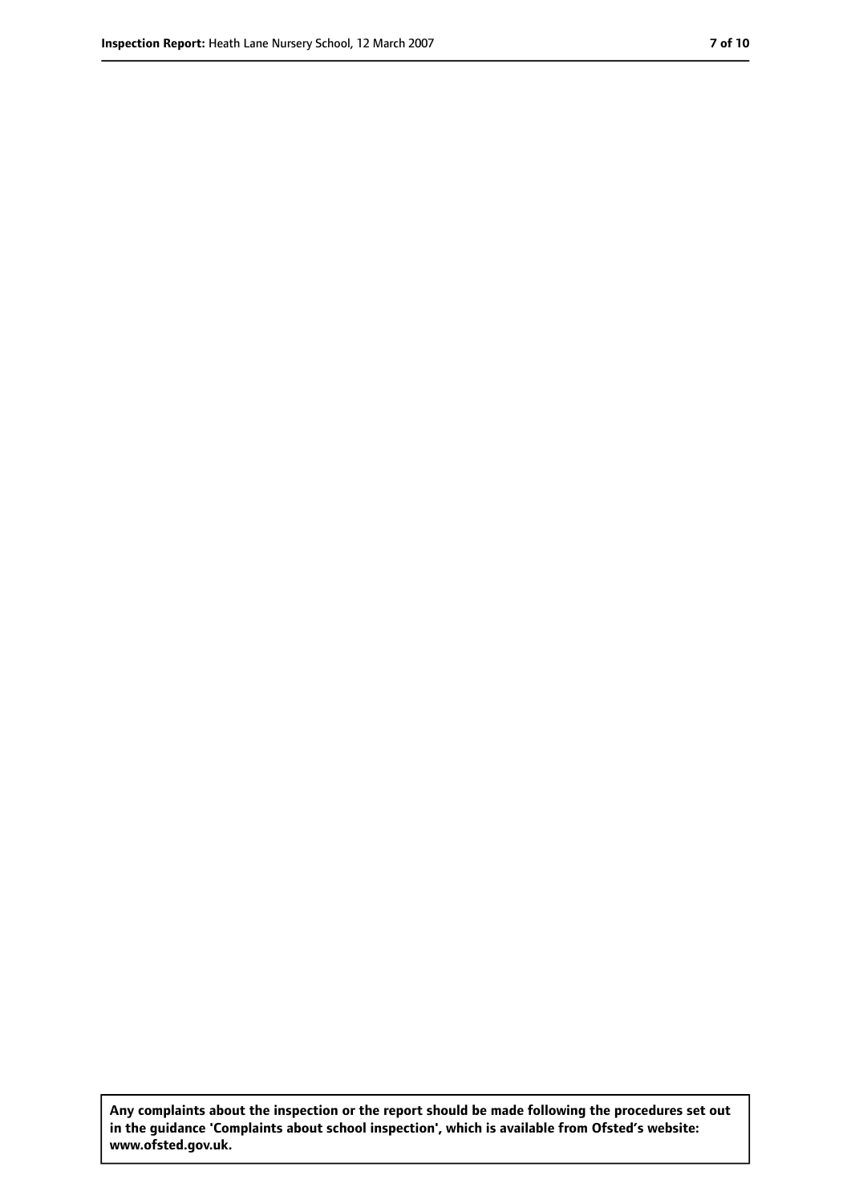**Any complaints about the inspection or the report should be made following the procedures set out in the guidance 'Complaints about school inspection', which is available from Ofsted's website: www.ofsted.gov.uk.**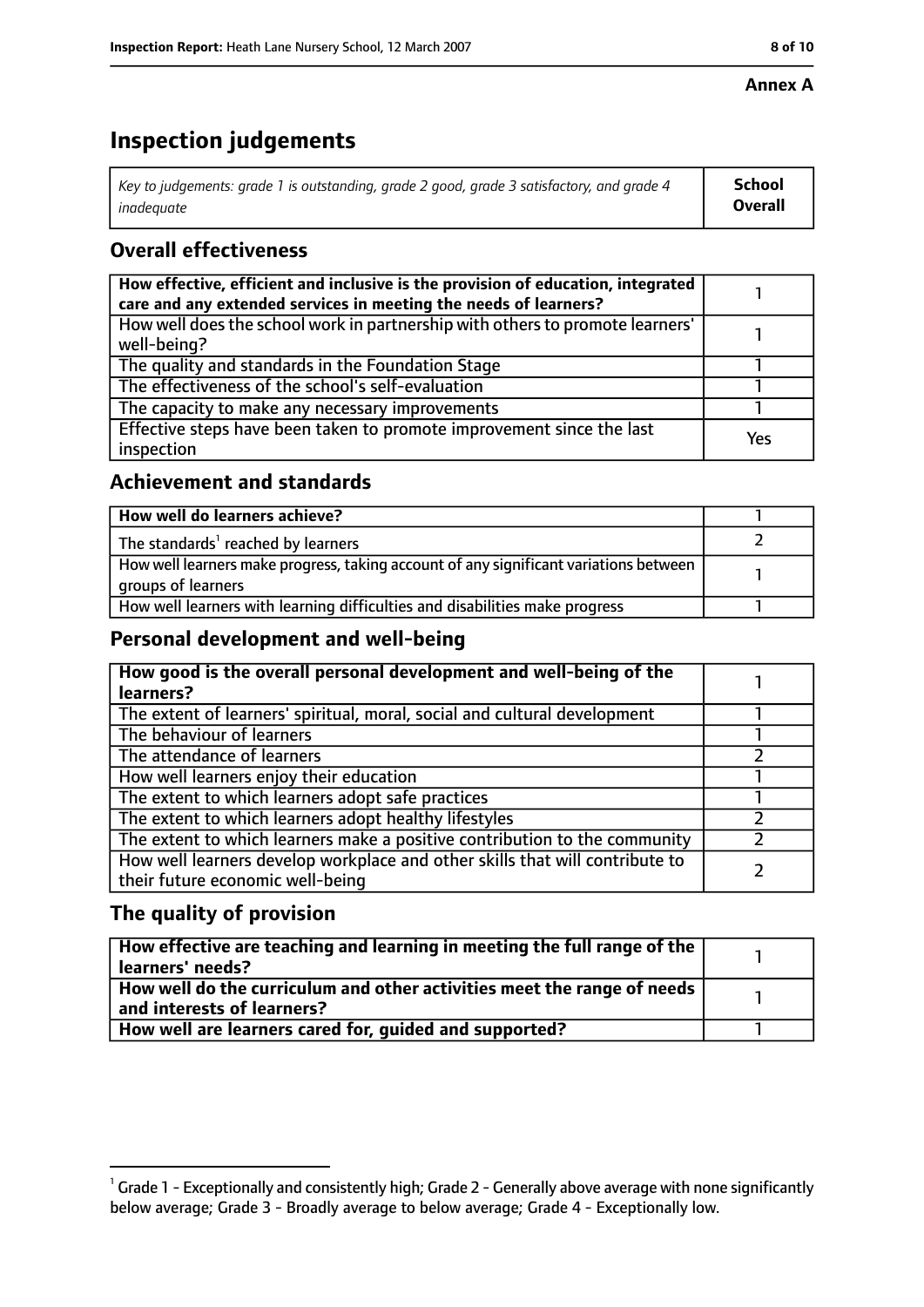**Annex A**

# Inspection judgements

| *Key to judgements: grade 1 is outstanding, grade 2 good, grade 3 satisfactory, and grade 4 inadequate* | **School Overall** |
|---|---|

## Overall effectiveness

| | |
|---|---|
| **How effective, efficient and inclusive is the provision of education, integrated care and any extended services in meeting the needs of learners?** | 1 |
| How well does the school work in partnership with others to promote learners' well-being? | 1 |
| The quality and standards in the Foundation Stage | 1 |
| The effectiveness of the school's self-evaluation | 1 |
| The capacity to make any necessary improvements | 1 |
| Effective steps have been taken to promote improvement since the last inspection | Yes |

## Achievement and standards

| | |
|---|---|
| **How well do learners achieve?** | 1 |
| The standards[1] reached by learners | 2 |
| How well learners make progress, taking account of any significant variations between groups of learners | 1 |
| How well learners with learning difficulties and disabilities make progress | 1 |

## Personal development and well-being

| | |
|---|---|
| **How good is the overall personal development and well-being of the learners?** | 1 |
| The extent of learners' spiritual, moral, social and cultural development | 1 |
| The behaviour of learners | 1 |
| The attendance of learners | 2 |
| How well learners enjoy their education | 1 |
| The extent to which learners adopt safe practices | 1 |
| The extent to which learners adopt healthy lifestyles | 2 |
| The extent to which learners make a positive contribution to the community | 2 |
| How well learners develop workplace and other skills that will contribute to their future economic well-being | 2 |

## The quality of provision

| | |
|---|---|
| **How effective are teaching and learning in meeting the full range of the learners' needs?** | 1 |
| **How well do the curriculum and other activities meet the range of needs and interests of learners?** | 1 |
| **How well are learners cared for, guided and supported?** | 1 |

[1] Grade 1 - Exceptionally and consistently high; Grade 2 - Generally above average with none significantly below average; Grade 3 - Broadly average to below average; Grade 4 - Exceptionally low.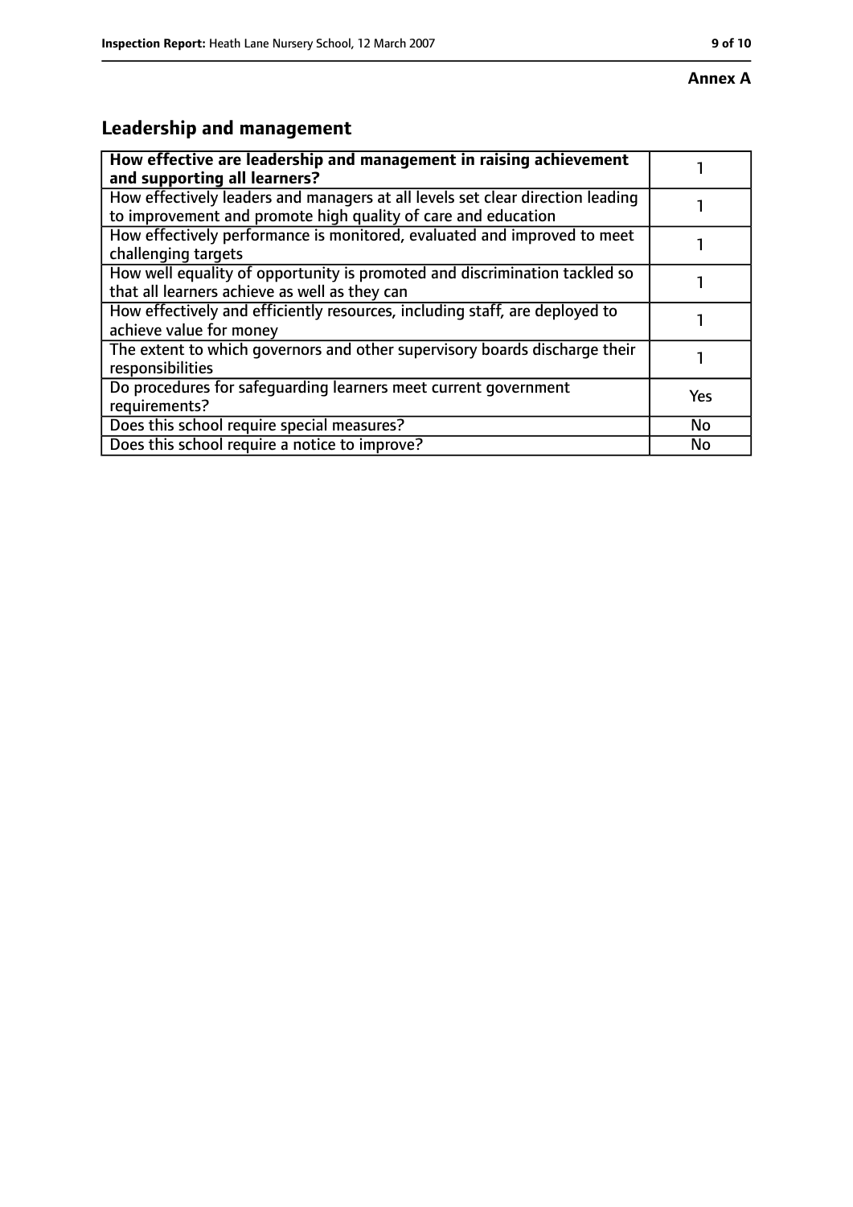**Annex A**

## Leadership and management

| How effective are leadership and management in raising achievement and supporting all learners? | 1 |
|---|---|
| How effectively leaders and managers at all levels set clear direction leading to improvement and promote high quality of care and education | 1 |
| How effectively performance is monitored, evaluated and improved to meet challenging targets | 1 |
| How well equality of opportunity is promoted and discrimination tackled so that all learners achieve as well as they can | 1 |
| How effectively and efficiently resources, including staff, are deployed to achieve value for money | 1 |
| The extent to which governors and other supervisory boards discharge their responsibilities | 1 |
| Do procedures for safeguarding learners meet current government requirements? | Yes |
| Does this school require special measures? | No |
| Does this school require a notice to improve? | No |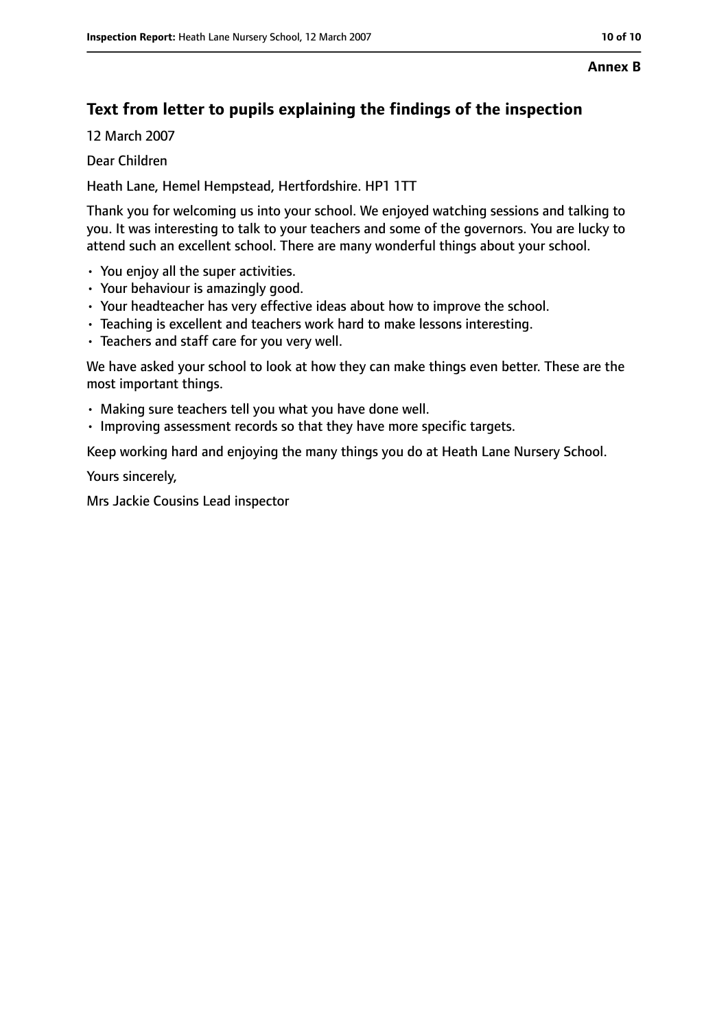**Annex B**

## Text from letter to pupils explaining the findings of the inspection

12 March 2007

Dear Children

Heath Lane, Hemel Hempstead, Hertfordshire. HP1 1TT

Thank you for welcoming us into your school. We enjoyed watching sessions and talking to you. It was interesting to talk to your teachers and some of the governors. You are lucky to attend such an excellent school. There are many wonderful things about your school.

- You enjoy all the super activities.
- Your behaviour is amazingly good.
- Your headteacher has very effective ideas about how to improve the school.
- Teaching is excellent and teachers work hard to make lessons interesting.
- Teachers and staff care for you very well.

We have asked your school to look at how they can make things even better. These are the most important things.

- Making sure teachers tell you what you have done well.
- Improving assessment records so that they have more specific targets.

Keep working hard and enjoying the many things you do at Heath Lane Nursery School.

Yours sincerely,

Mrs Jackie Cousins Lead inspector